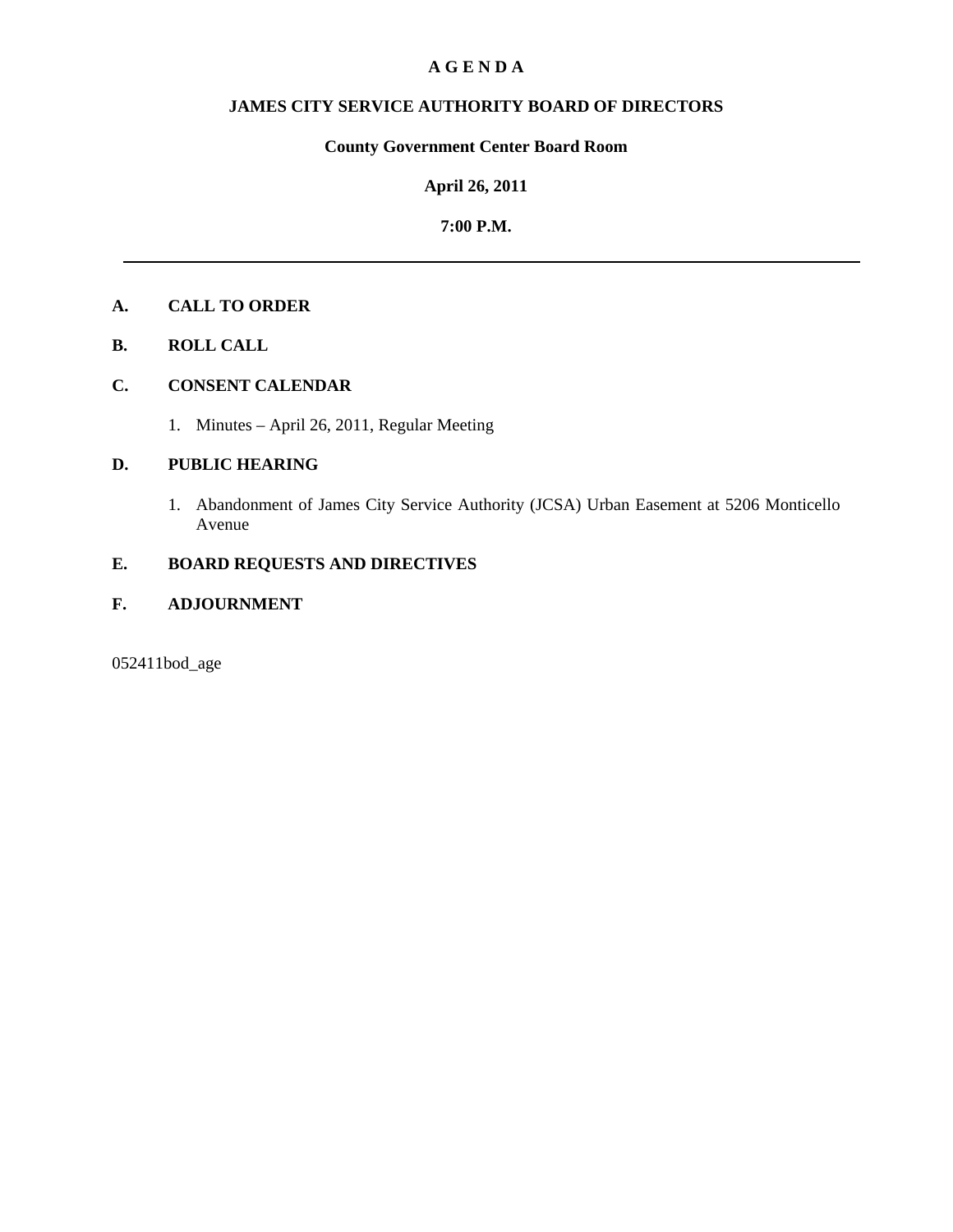# A G E N D A

## JAMES CITY SERVICE AUTHORITY BOARD OF DIRECTORS

**County Government Center Board Room**

**April 26, 2011**

**7:00 P.M.**

---

**A. CALL TO ORDER**

**B. ROLL CALL**

**C. CONSENT CALENDAR**

1. Minutes – April 26, 2011, Regular Meeting

**D. PUBLIC HEARING**

1. Abandonment of James City Service Authority (JCSA) Urban Easement at 5206 Monticello Avenue

**E. BOARD REQUESTS AND DIRECTIVES**

**F. ADJOURNMENT**

052411bod_age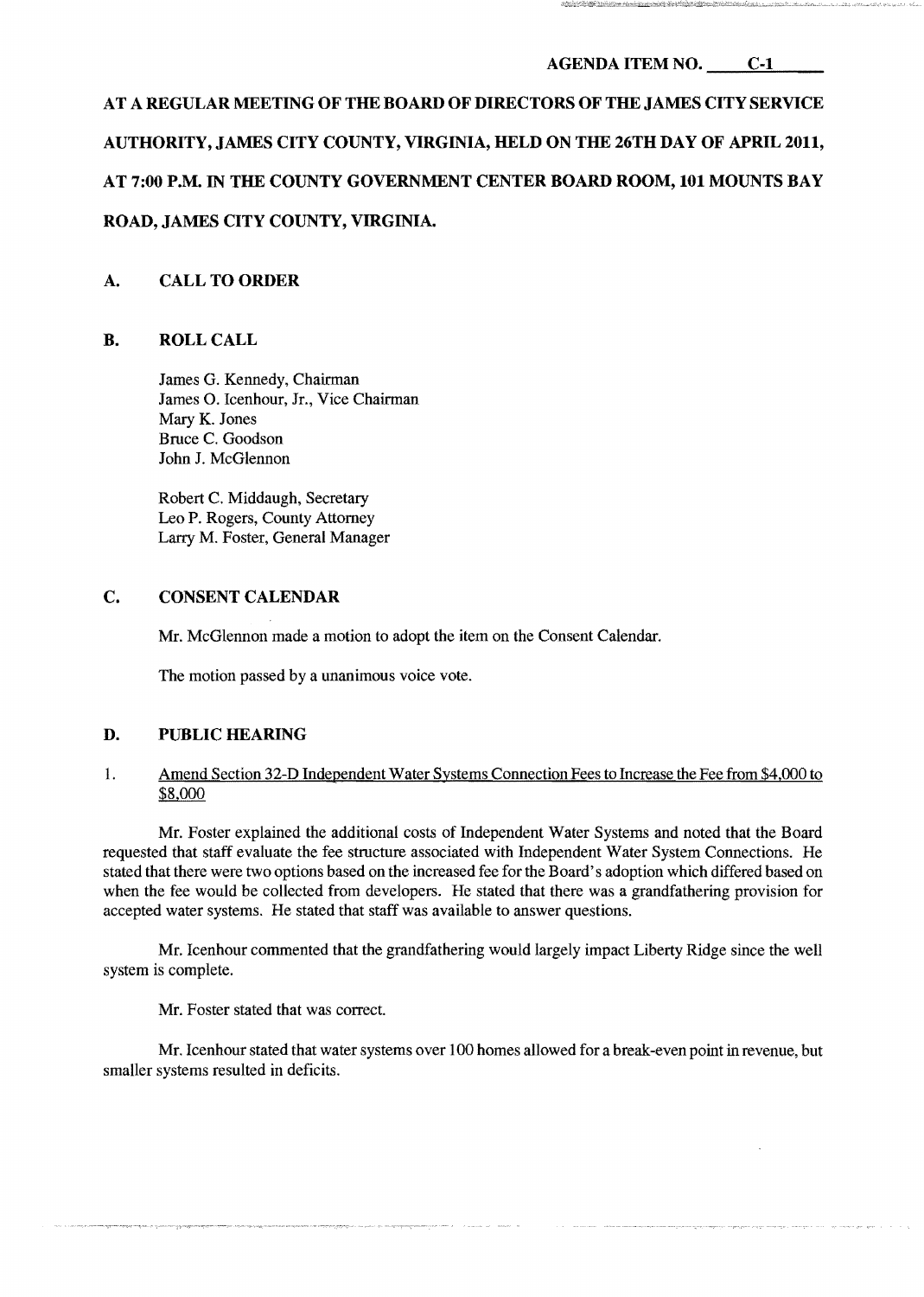AGENDA ITEM NO. C-1

**AT A REGULAR MEETING OF THE BOARD OF DIRECTORS OF THE JAMES CITY SERVICE AUTHORITY, JAMES CITY COUNTY, VIRGINIA, HELD ON THE 26TH DAY OF APRIL 2011, AT 7:00 P.M. IN THE COUNTY GOVERNMENT CENTER BOARD ROOM, 101 MOUNTS BAY ROAD, JAMES CITY COUNTY, VIRGINIA.**

## A. CALL TO ORDER

## B. ROLL CALL

James G. Kennedy, Chairman
James O. Icenhour, Jr., Vice Chairman
Mary K. Jones
Bruce C. Goodson
John J. McGlennon

Robert C. Middaugh, Secretary
Leo P. Rogers, County Attorney
Larry M. Foster, General Manager

## C. CONSENT CALENDAR

Mr. McGlennon made a motion to adopt the item on the Consent Calendar.

The motion passed by a unanimous voice vote.

## D. PUBLIC HEARING

1. Amend Section 32-D Independent Water Systems Connection Fees to Increase the Fee from $4,000 to $8,000

Mr. Foster explained the additional costs of Independent Water Systems and noted that the Board requested that staff evaluate the fee structure associated with Independent Water System Connections. He stated that there were two options based on the increased fee for the Board's adoption which differed based on when the fee would be collected from developers. He stated that there was a grandfathering provision for accepted water systems. He stated that staff was available to answer questions.

Mr. Icenhour commented that the grandfathering would largely impact Liberty Ridge since the well system is complete.

Mr. Foster stated that was correct.

Mr. Icenhour stated that water systems over 100 homes allowed for a break-even point in revenue, but smaller systems resulted in deficits.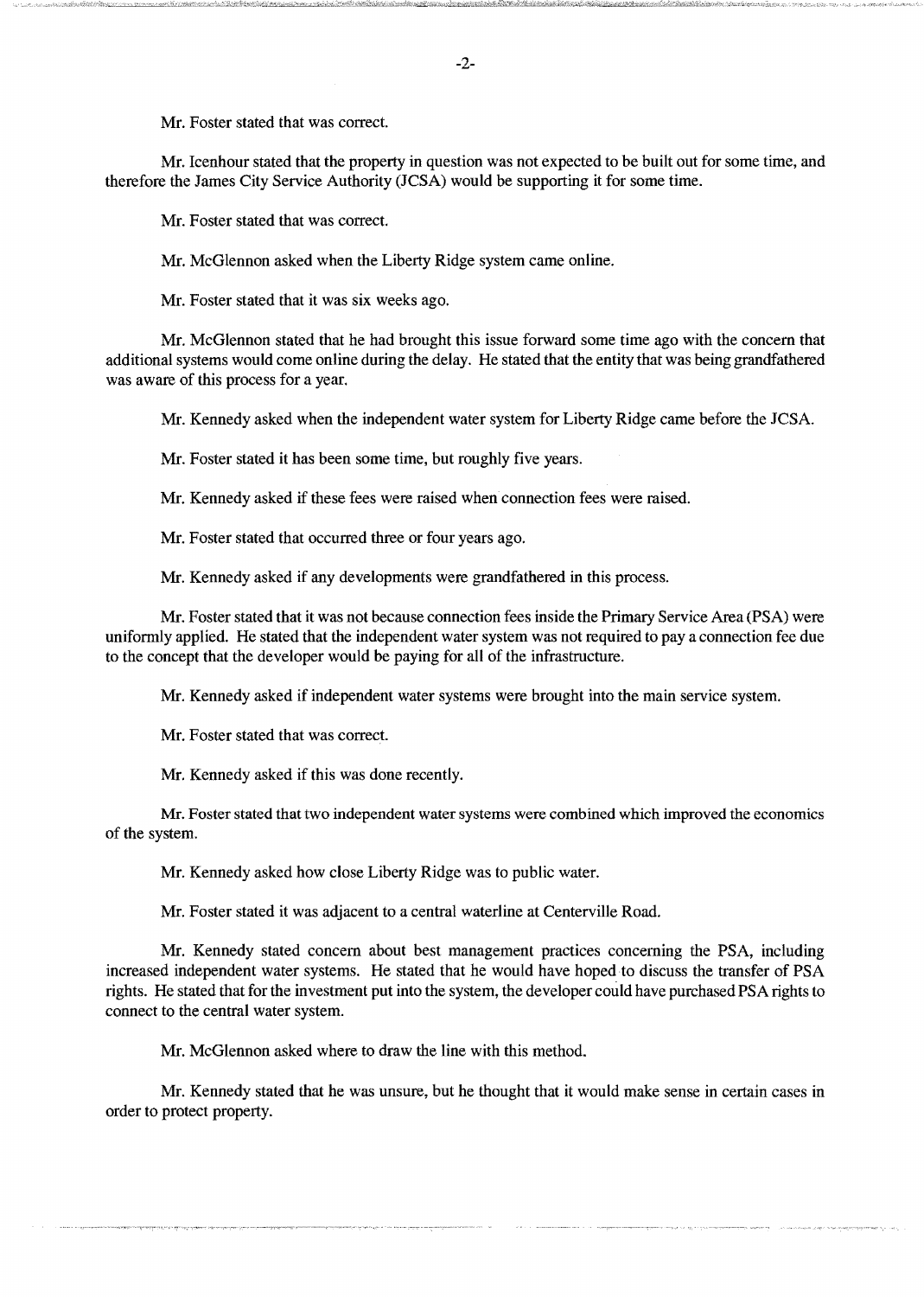Mr. Foster stated that was correct.

Mr. Icenhour stated that the property in question was not expected to be built out for some time, and therefore the James City Service Authority (JCSA) would be supporting it for some time.

Mr. Foster stated that was correct.

Mr. McGlennon asked when the Liberty Ridge system came online.

Mr. Foster stated that it was six weeks ago.

Mr. McGlennon stated that he had brought this issue forward some time ago with the concern that additional systems would come online during the delay. He stated that the entity that was being grandfathered was aware of this process for a year.

Mr. Kennedy asked when the independent water system for Liberty Ridge came before the JCSA.

Mr. Foster stated it has been some time, but roughly five years.

Mr. Kennedy asked if these fees were raised when connection fees were raised.

Mr. Foster stated that occurred three or four years ago.

Mr. Kennedy asked if any developments were grandfathered in this process.

Mr. Foster stated that it was not because connection fees inside the Primary Service Area (PSA) were uniformly applied. He stated that the independent water system was not required to pay a connection fee due to the concept that the developer would be paying for all of the infrastructure.

Mr. Kennedy asked if independent water systems were brought into the main service system.

Mr. Foster stated that was correct.

Mr. Kennedy asked if this was done recently.

Mr. Foster stated that two independent water systems were combined which improved the economics of the system.

Mr. Kennedy asked how close Liberty Ridge was to public water.

Mr. Foster stated it was adjacent to a central waterline at Centerville Road.

Mr. Kennedy stated concern about best management practices concerning the PSA, including increased independent water systems. He stated that he would have hoped to discuss the transfer of PSA rights. He stated that for the investment put into the system, the developer could have purchased PSA rights to connect to the central water system.

Mr. McGlennon asked where to draw the line with this method.

Mr. Kennedy stated that he was unsure, but he thought that it would make sense in certain cases in order to protect property.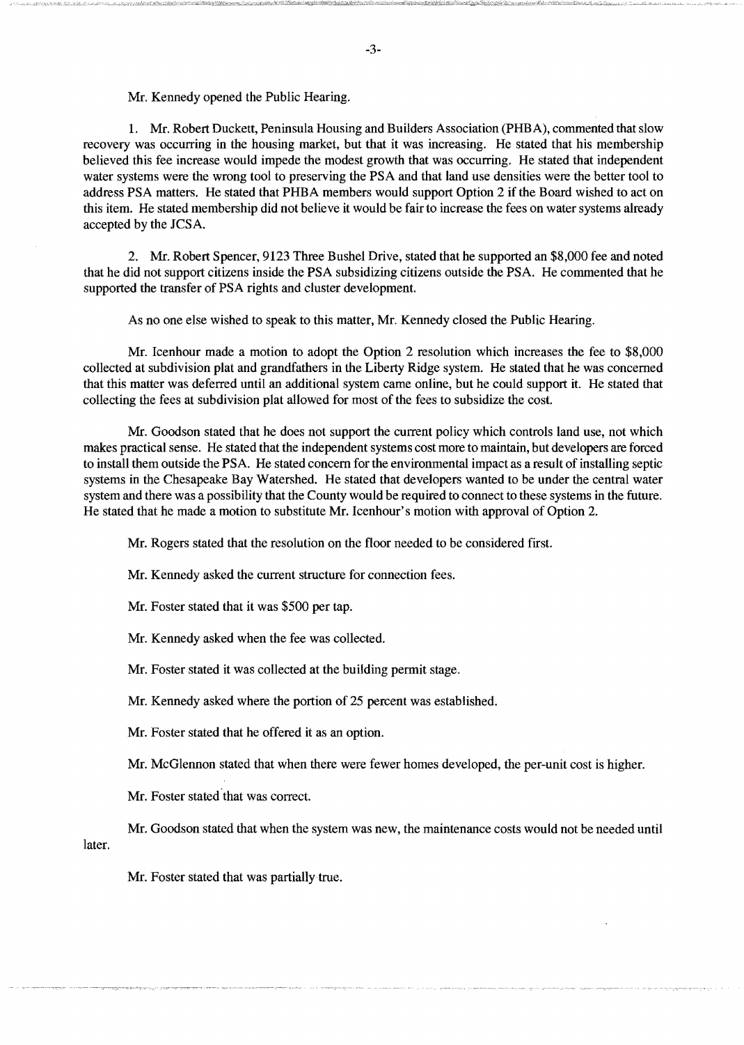Mr. Kennedy opened the Public Hearing.

1. Mr. Robert Duckett, Peninsula Housing and Builders Association (PHBA), commented that slow recovery was occurring in the housing market, but that it was increasing. He stated that his membership believed this fee increase would impede the modest growth that was occurring. He stated that independent water systems were the wrong tool to preserving the PSA and that land use densities were the better tool to address PSA matters. He stated that PHBA members would support Option 2 if the Board wished to act on this item. He stated membership did not believe it would be fair to increase the fees on water systems already accepted by the JCSA.

2. Mr. Robert Spencer, 9123 Three Bushel Drive, stated that he supported an $8,000 fee and noted that he did not support citizens inside the PSA subsidizing citizens outside the PSA. He commented that he supported the transfer of PSA rights and cluster development.

As no one else wished to speak to this matter, Mr. Kennedy closed the Public Hearing.

Mr. Icenhour made a motion to adopt the Option 2 resolution which increases the fee to $8,000 collected at subdivision plat and grandfathers in the Liberty Ridge system. He stated that he was concerned that this matter was deferred until an additional system came online, but he could support it. He stated that collecting the fees at subdivision plat allowed for most of the fees to subsidize the cost.

Mr. Goodson stated that he does not support the current policy which controls land use, not which makes practical sense. He stated that the independent systems cost more to maintain, but developers are forced to install them outside the PSA. He stated concern for the environmental impact as a result of installing septic systems in the Chesapeake Bay Watershed. He stated that developers wanted to be under the central water system and there was a possibility that the County would be required to connect to these systems in the future. He stated that he made a motion to substitute Mr. Icenhour's motion with approval of Option 2.

Mr. Rogers stated that the resolution on the floor needed to be considered first.

Mr. Kennedy asked the current structure for connection fees.

Mr. Foster stated that it was $500 per tap.

Mr. Kennedy asked when the fee was collected.

Mr. Foster stated it was collected at the building permit stage.

Mr. Kennedy asked where the portion of 25 percent was established.

Mr. Foster stated that he offered it as an option.

Mr. McGlennon stated that when there were fewer homes developed, the per-unit cost is higher.

Mr. Foster stated that was correct.

Mr. Goodson stated that when the system was new, the maintenance costs would not be needed until later.

Mr. Foster stated that was partially true.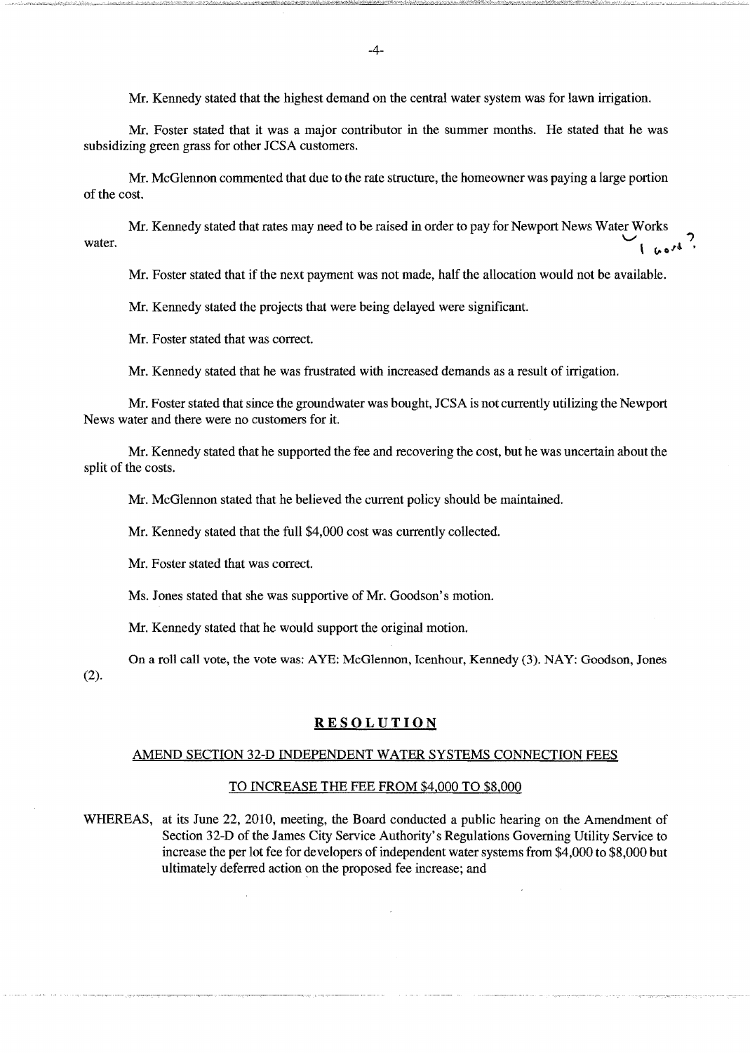Mr. Kennedy stated that the highest demand on the central water system was for lawn irrigation.

Mr. Foster stated that it was a major contributor in the summer months. He stated that he was subsidizing green grass for other JCSA customers.

Mr. McGlennon commented that due to the rate structure, the homeowner was paying a large portion of the cost.

Mr. Kennedy stated that rates may need to be raised in order to pay for Newport News Water Works water. 1 word?

Mr. Foster stated that if the next payment was not made, half the allocation would not be available.

Mr. Kennedy stated the projects that were being delayed were significant.

Mr. Foster stated that was correct.

Mr. Kennedy stated that he was frustrated with increased demands as a result of irrigation.

Mr. Foster stated that since the groundwater was bought, JCSA is not currently utilizing the Newport News water and there were no customers for it.

Mr. Kennedy stated that he supported the fee and recovering the cost, but he was uncertain about the split of the costs.

Mr. McGlennon stated that he believed the current policy should be maintained.

Mr. Kennedy stated that the full $4,000 cost was currently collected.

Mr. Foster stated that was correct.

Ms. Jones stated that she was supportive of Mr. Goodson's motion.

Mr. Kennedy stated that he would support the original motion.

On a roll call vote, the vote was: AYE: McGlennon, Icenhour, Kennedy (3). NAY: Goodson, Jones (2).

## RESOLUTION

### AMEND SECTION 32-D INDEPENDENT WATER SYSTEMS CONNECTION FEES

### TO INCREASE THE FEE FROM $4,000 TO $8,000

WHEREAS, at its June 22, 2010, meeting, the Board conducted a public hearing on the Amendment of Section 32-D of the James City Service Authority's Regulations Governing Utility Service to increase the per lot fee for developers of independent water systems from $4,000 to $8,000 but ultimately deferred action on the proposed fee increase; and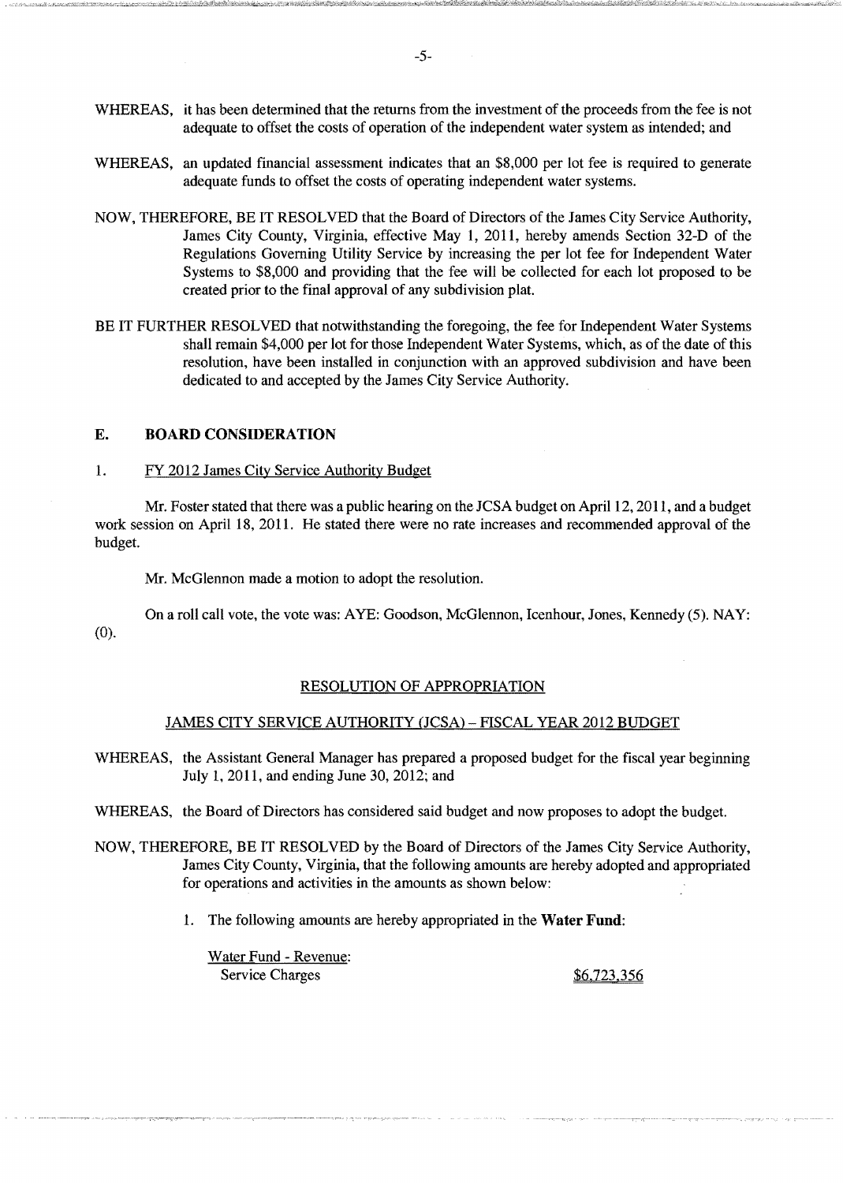WHEREAS, it has been determined that the returns from the investment of the proceeds from the fee is not adequate to offset the costs of operation of the independent water system as intended; and

WHEREAS, an updated financial assessment indicates that an $8,000 per lot fee is required to generate adequate funds to offset the costs of operating independent water systems.

NOW, THEREFORE, BE IT RESOLVED that the Board of Directors of the James City Service Authority, James City County, Virginia, effective May 1, 2011, hereby amends Section 32-D of the Regulations Governing Utility Service by increasing the per lot fee for Independent Water Systems to $8,000 and providing that the fee will be collected for each lot proposed to be created prior to the final approval of any subdivision plat.

BE IT FURTHER RESOLVED that notwithstanding the foregoing, the fee for Independent Water Systems shall remain $4,000 per lot for those Independent Water Systems, which, as of the date of this resolution, have been installed in conjunction with an approved subdivision and have been dedicated to and accepted by the James City Service Authority.

## E. BOARD CONSIDERATION

1. FY 2012 James City Service Authority Budget

Mr. Foster stated that there was a public hearing on the JCSA budget on April 12, 2011, and a budget work session on April 18, 2011. He stated there were no rate increases and recommended approval of the budget.

Mr. McGlennon made a motion to adopt the resolution.

On a roll call vote, the vote was: AYE: Goodson, McGlennon, Icenhour, Jones, Kennedy (5). NAY: (0).

RESOLUTION OF APPROPRIATION

JAMES CITY SERVICE AUTHORITY (JCSA) – FISCAL YEAR 2012 BUDGET

WHEREAS, the Assistant General Manager has prepared a proposed budget for the fiscal year beginning July 1, 2011, and ending June 30, 2012; and

WHEREAS, the Board of Directors has considered said budget and now proposes to adopt the budget.

NOW, THEREFORE, BE IT RESOLVED by the Board of Directors of the James City Service Authority, James City County, Virginia, that the following amounts are hereby adopted and appropriated for operations and activities in the amounts as shown below:

1. The following amounts are hereby appropriated in the **Water Fund**:

Water Fund - Revenue:

| | |
|---|---|
| Service Charges | $6,723,356 |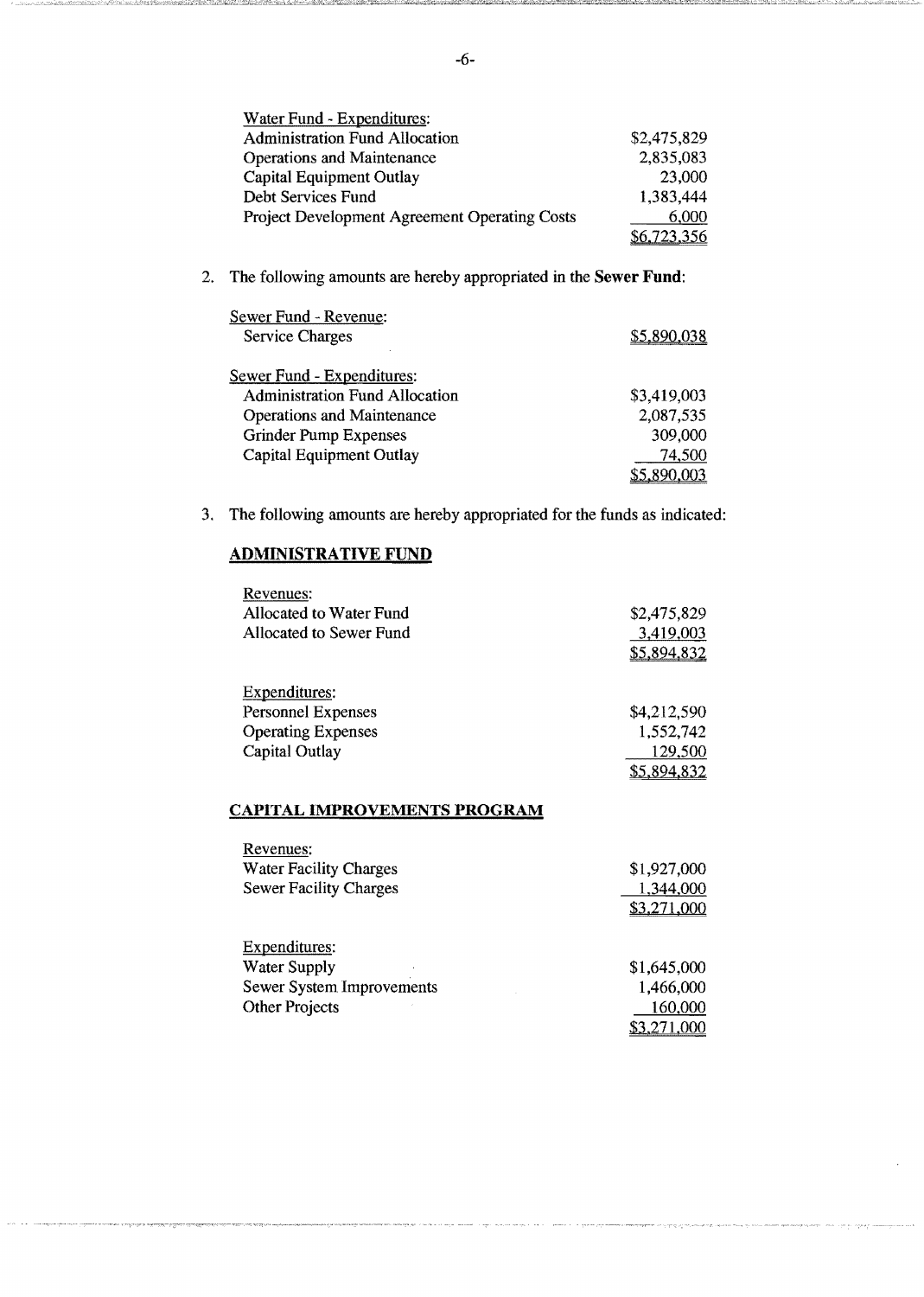| | |
|---|---|
| Water Fund - Expenditures: | |
| Administration Fund Allocation | $2,475,829 |
| Operations and Maintenance | 2,835,083 |
| Capital Equipment Outlay | 23,000 |
| Debt Services Fund | 1,383,444 |
| Project Development Agreement Operating Costs | 6,000 |
| | $6,723,356 |

2. The following amounts are hereby appropriated in the **Sewer Fund**:

| | |
|---|---|
| Sewer Fund - Revenue: | |
| Service Charges | $5,890,038 |
| | |
| Sewer Fund - Expenditures: | |
| Administration Fund Allocation | $3,419,003 |
| Operations and Maintenance | 2,087,535 |
| Grinder Pump Expenses | 309,000 |
| Capital Equipment Outlay | 74,500 |
| | $5,890,003 |

3. The following amounts are hereby appropriated for the funds as indicated:

**ADMINISTRATIVE FUND**

| | |
|---|---|
| Revenues: | |
| Allocated to Water Fund | $2,475,829 |
| Allocated to Sewer Fund | 3,419,003 |
| | $5,894,832 |
| | |
| Expenditures: | |
| Personnel Expenses | $4,212,590 |
| Operating Expenses | 1,552,742 |
| Capital Outlay | 129,500 |
| | $5,894,832 |

**CAPITAL IMPROVEMENTS PROGRAM**

| | |
|---|---|
| Revenues: | |
| Water Facility Charges | $1,927,000 |
| Sewer Facility Charges | 1,344,000 |
| | $3,271,000 |
| | |
| Expenditures: | |
| Water Supply | $1,645,000 |
| Sewer System Improvements | 1,466,000 |
| Other Projects | 160,000 |
| | $3,271,000 |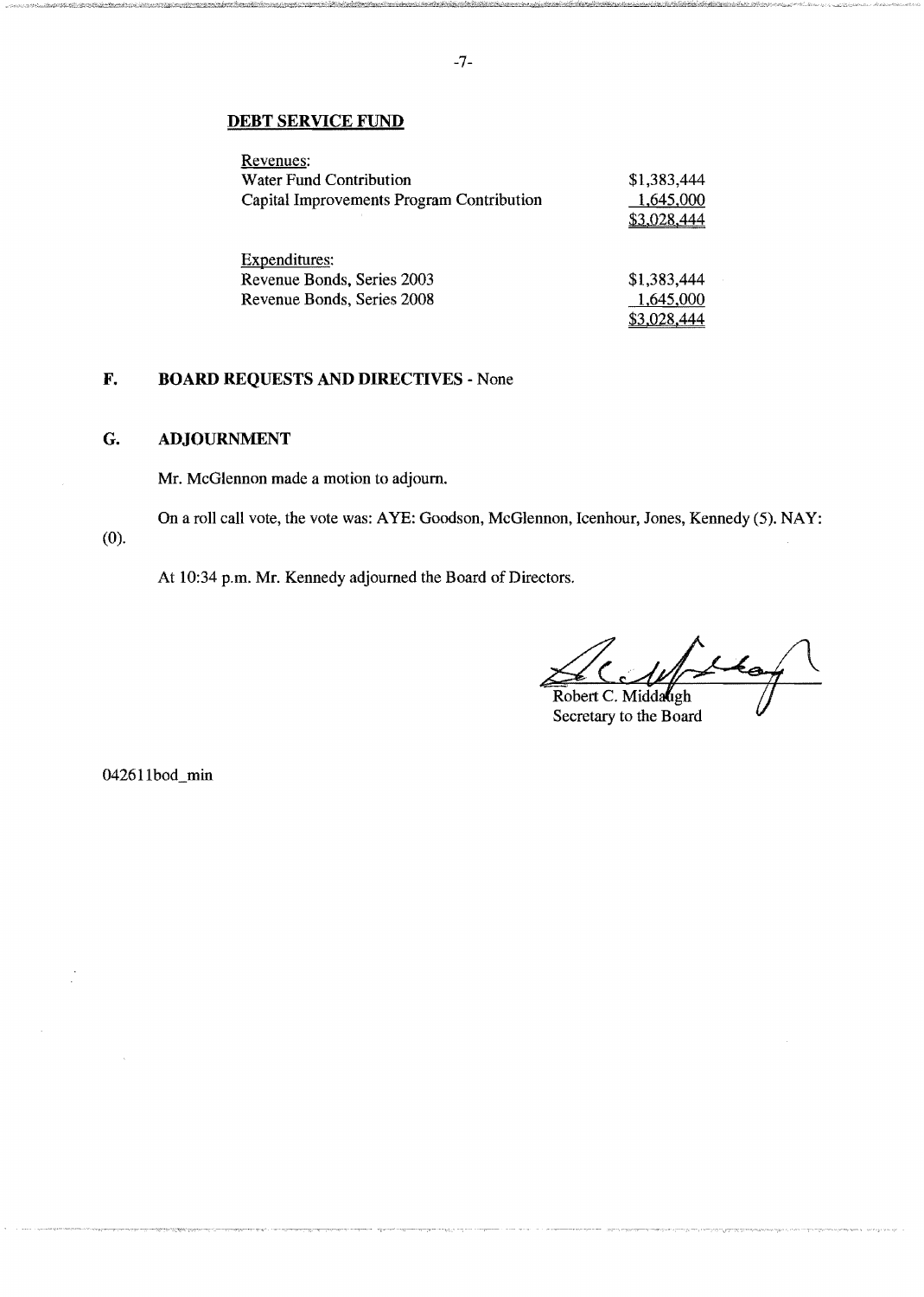## DEBT SERVICE FUND

| | |
|---|---|
| Revenues: | |
| Water Fund Contribution | $1,383,444 |
| Capital Improvements Program Contribution | 1,645,000 |
| | $3,028,444 |
| Expenditures: | |
| Revenue Bonds, Series 2003 | $1,383,444 |
| Revenue Bonds, Series 2008 | 1,645,000 |
| | $3,028,444 |

## F. BOARD REQUESTS AND DIRECTIVES - None

## G. ADJOURNMENT

Mr. McGlennon made a motion to adjourn.

On a roll call vote, the vote was: AYE: Goodson, McGlennon, Icenhour, Jones, Kennedy (5). NAY: (0).

At 10:34 p.m. Mr. Kennedy adjourned the Board of Directors.

Robert C. Middaugh
Secretary to the Board

042611bod_min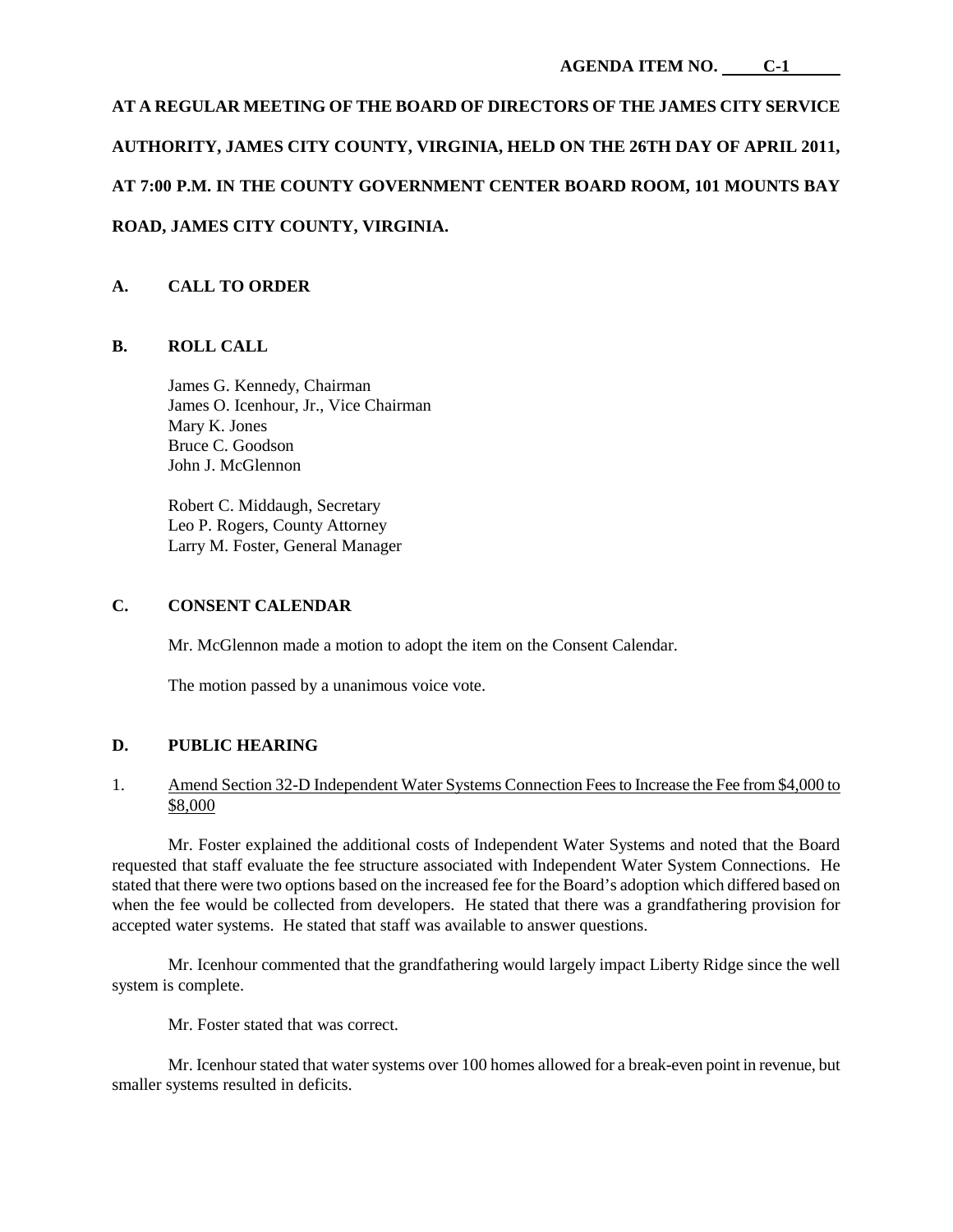**AGENDA ITEM NO. C-1**

**AT A REGULAR MEETING OF THE BOARD OF DIRECTORS OF THE JAMES CITY SERVICE AUTHORITY, JAMES CITY COUNTY, VIRGINIA, HELD ON THE 26TH DAY OF APRIL 2011, AT 7:00 P.M. IN THE COUNTY GOVERNMENT CENTER BOARD ROOM, 101 MOUNTS BAY ROAD, JAMES CITY COUNTY, VIRGINIA.**

## A. CALL TO ORDER

## B. ROLL CALL

James G. Kennedy, Chairman
James O. Icenhour, Jr., Vice Chairman
Mary K. Jones
Bruce C. Goodson
John J. McGlennon

Robert C. Middaugh, Secretary
Leo P. Rogers, County Attorney
Larry M. Foster, General Manager

## C. CONSENT CALENDAR

Mr. McGlennon made a motion to adopt the item on the Consent Calendar.

The motion passed by a unanimous voice vote.

## D. PUBLIC HEARING

1. Amend Section 32-D Independent Water Systems Connection Fees to Increase the Fee from $4,000 to $8,000

Mr. Foster explained the additional costs of Independent Water Systems and noted that the Board requested that staff evaluate the fee structure associated with Independent Water System Connections. He stated that there were two options based on the increased fee for the Board's adoption which differed based on when the fee would be collected from developers. He stated that there was a grandfathering provision for accepted water systems. He stated that staff was available to answer questions.

Mr. Icenhour commented that the grandfathering would largely impact Liberty Ridge since the well system is complete.

Mr. Foster stated that was correct.

Mr. Icenhour stated that water systems over 100 homes allowed for a break-even point in revenue, but smaller systems resulted in deficits.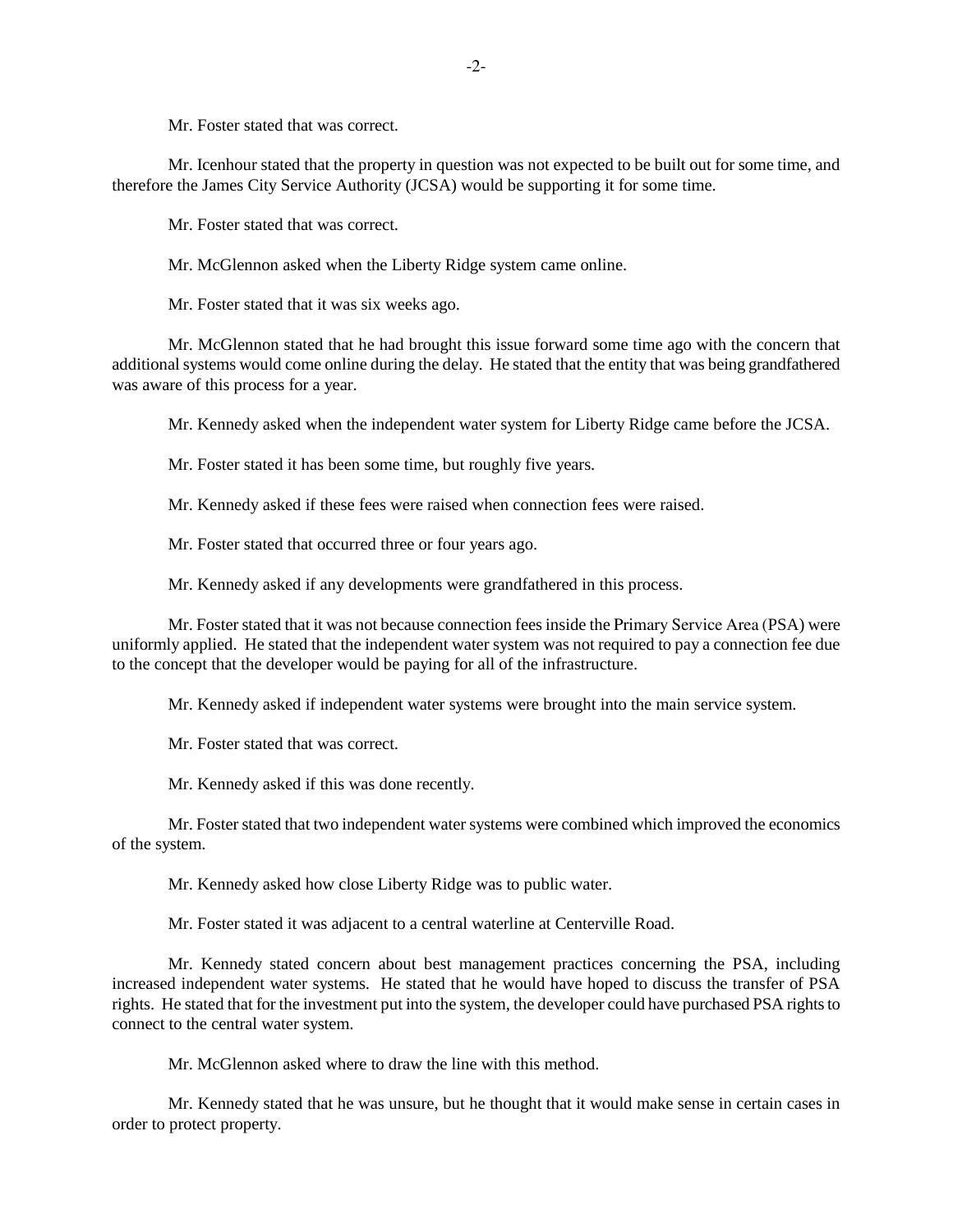Mr. Foster stated that was correct.

Mr. Icenhour stated that the property in question was not expected to be built out for some time, and therefore the James City Service Authority (JCSA) would be supporting it for some time.

Mr. Foster stated that was correct.

Mr. McGlennon asked when the Liberty Ridge system came online.

Mr. Foster stated that it was six weeks ago.

Mr. McGlennon stated that he had brought this issue forward some time ago with the concern that additional systems would come online during the delay. He stated that the entity that was being grandfathered was aware of this process for a year.

Mr. Kennedy asked when the independent water system for Liberty Ridge came before the JCSA.

Mr. Foster stated it has been some time, but roughly five years.

Mr. Kennedy asked if these fees were raised when connection fees were raised.

Mr. Foster stated that occurred three or four years ago.

Mr. Kennedy asked if any developments were grandfathered in this process.

Mr. Foster stated that it was not because connection fees inside the Primary Service Area (PSA) were uniformly applied. He stated that the independent water system was not required to pay a connection fee due to the concept that the developer would be paying for all of the infrastructure.

Mr. Kennedy asked if independent water systems were brought into the main service system.

Mr. Foster stated that was correct.

Mr. Kennedy asked if this was done recently.

Mr. Foster stated that two independent water systems were combined which improved the economics of the system.

Mr. Kennedy asked how close Liberty Ridge was to public water.

Mr. Foster stated it was adjacent to a central waterline at Centerville Road.

Mr. Kennedy stated concern about best management practices concerning the PSA, including increased independent water systems. He stated that he would have hoped to discuss the transfer of PSA rights. He stated that for the investment put into the system, the developer could have purchased PSA rights to connect to the central water system.

Mr. McGlennon asked where to draw the line with this method.

Mr. Kennedy stated that he was unsure, but he thought that it would make sense in certain cases in order to protect property.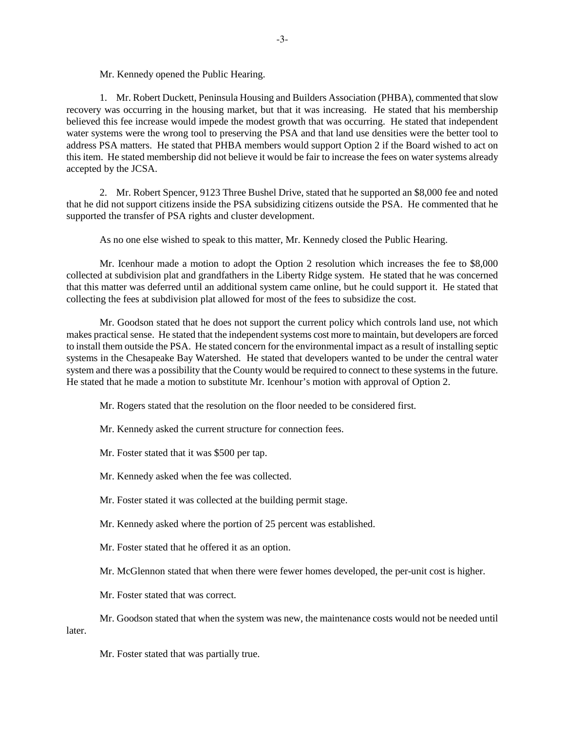Mr. Kennedy opened the Public Hearing.

1. Mr. Robert Duckett, Peninsula Housing and Builders Association (PHBA), commented that slow recovery was occurring in the housing market, but that it was increasing. He stated that his membership believed this fee increase would impede the modest growth that was occurring. He stated that independent water systems were the wrong tool to preserving the PSA and that land use densities were the better tool to address PSA matters. He stated that PHBA members would support Option 2 if the Board wished to act on this item. He stated membership did not believe it would be fair to increase the fees on water systems already accepted by the JCSA.

2. Mr. Robert Spencer, 9123 Three Bushel Drive, stated that he supported an $8,000 fee and noted that he did not support citizens inside the PSA subsidizing citizens outside the PSA. He commented that he supported the transfer of PSA rights and cluster development.

As no one else wished to speak to this matter, Mr. Kennedy closed the Public Hearing.

Mr. Icenhour made a motion to adopt the Option 2 resolution which increases the fee to $8,000 collected at subdivision plat and grandfathers in the Liberty Ridge system. He stated that he was concerned that this matter was deferred until an additional system came online, but he could support it. He stated that collecting the fees at subdivision plat allowed for most of the fees to subsidize the cost.

Mr. Goodson stated that he does not support the current policy which controls land use, not which makes practical sense. He stated that the independent systems cost more to maintain, but developers are forced to install them outside the PSA. He stated concern for the environmental impact as a result of installing septic systems in the Chesapeake Bay Watershed. He stated that developers wanted to be under the central water system and there was a possibility that the County would be required to connect to these systems in the future. He stated that he made a motion to substitute Mr. Icenhour's motion with approval of Option 2.

Mr. Rogers stated that the resolution on the floor needed to be considered first.

Mr. Kennedy asked the current structure for connection fees.

Mr. Foster stated that it was $500 per tap.

Mr. Kennedy asked when the fee was collected.

Mr. Foster stated it was collected at the building permit stage.

Mr. Kennedy asked where the portion of 25 percent was established.

Mr. Foster stated that he offered it as an option.

Mr. McGlennon stated that when there were fewer homes developed, the per-unit cost is higher.

Mr. Foster stated that was correct.

Mr. Goodson stated that when the system was new, the maintenance costs would not be needed until later.

Mr. Foster stated that was partially true.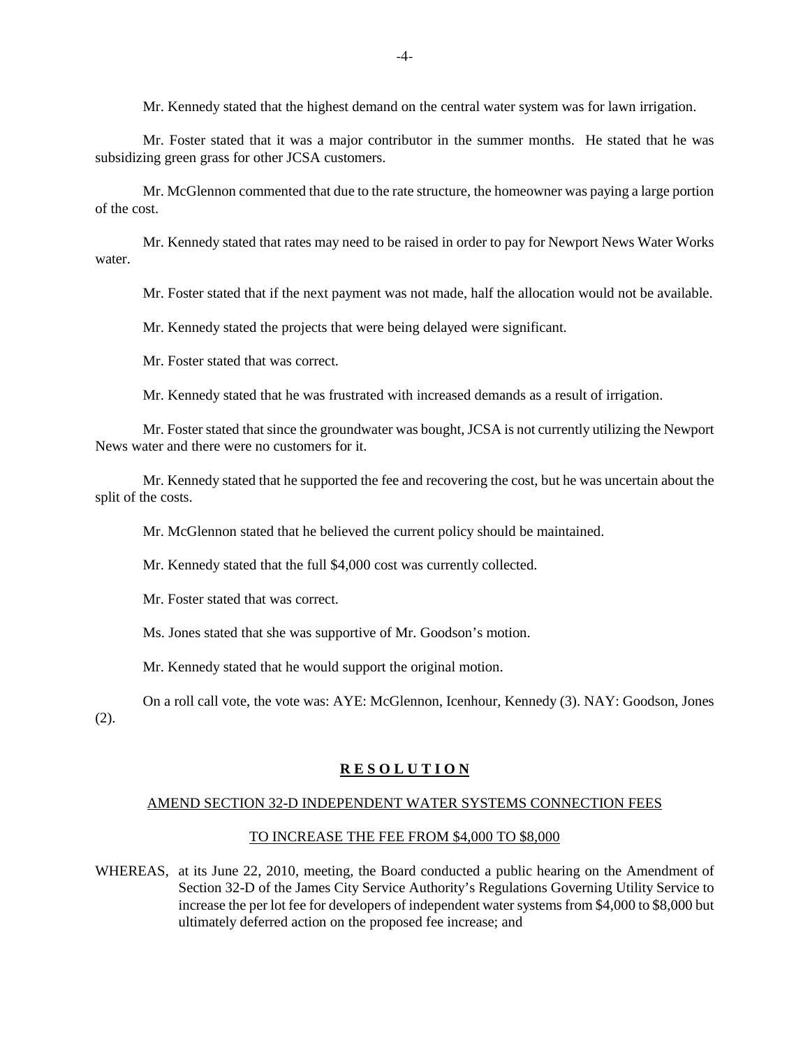Mr. Kennedy stated that the highest demand on the central water system was for lawn irrigation.

Mr. Foster stated that it was a major contributor in the summer months. He stated that he was subsidizing green grass for other JCSA customers.

Mr. McGlennon commented that due to the rate structure, the homeowner was paying a large portion of the cost.

Mr. Kennedy stated that rates may need to be raised in order to pay for Newport News Water Works water.

Mr. Foster stated that if the next payment was not made, half the allocation would not be available.

Mr. Kennedy stated the projects that were being delayed were significant.

Mr. Foster stated that was correct.

Mr. Kennedy stated that he was frustrated with increased demands as a result of irrigation.

Mr. Foster stated that since the groundwater was bought, JCSA is not currently utilizing the Newport News water and there were no customers for it.

Mr. Kennedy stated that he supported the fee and recovering the cost, but he was uncertain about the split of the costs.

Mr. McGlennon stated that he believed the current policy should be maintained.

Mr. Kennedy stated that the full $4,000 cost was currently collected.

Mr. Foster stated that was correct.

Ms. Jones stated that she was supportive of Mr. Goodson's motion.

Mr. Kennedy stated that he would support the original motion.

On a roll call vote, the vote was: AYE: McGlennon, Icenhour, Kennedy (3). NAY: Goodson, Jones (2).

## **R E S O L U T I O N**

AMEND SECTION 32-D INDEPENDENT WATER SYSTEMS CONNECTION FEES

TO INCREASE THE FEE FROM $4,000 TO $8,000

WHEREAS, at its June 22, 2010, meeting, the Board conducted a public hearing on the Amendment of Section 32-D of the James City Service Authority's Regulations Governing Utility Service to increase the per lot fee for developers of independent water systems from $4,000 to $8,000 but ultimately deferred action on the proposed fee increase; and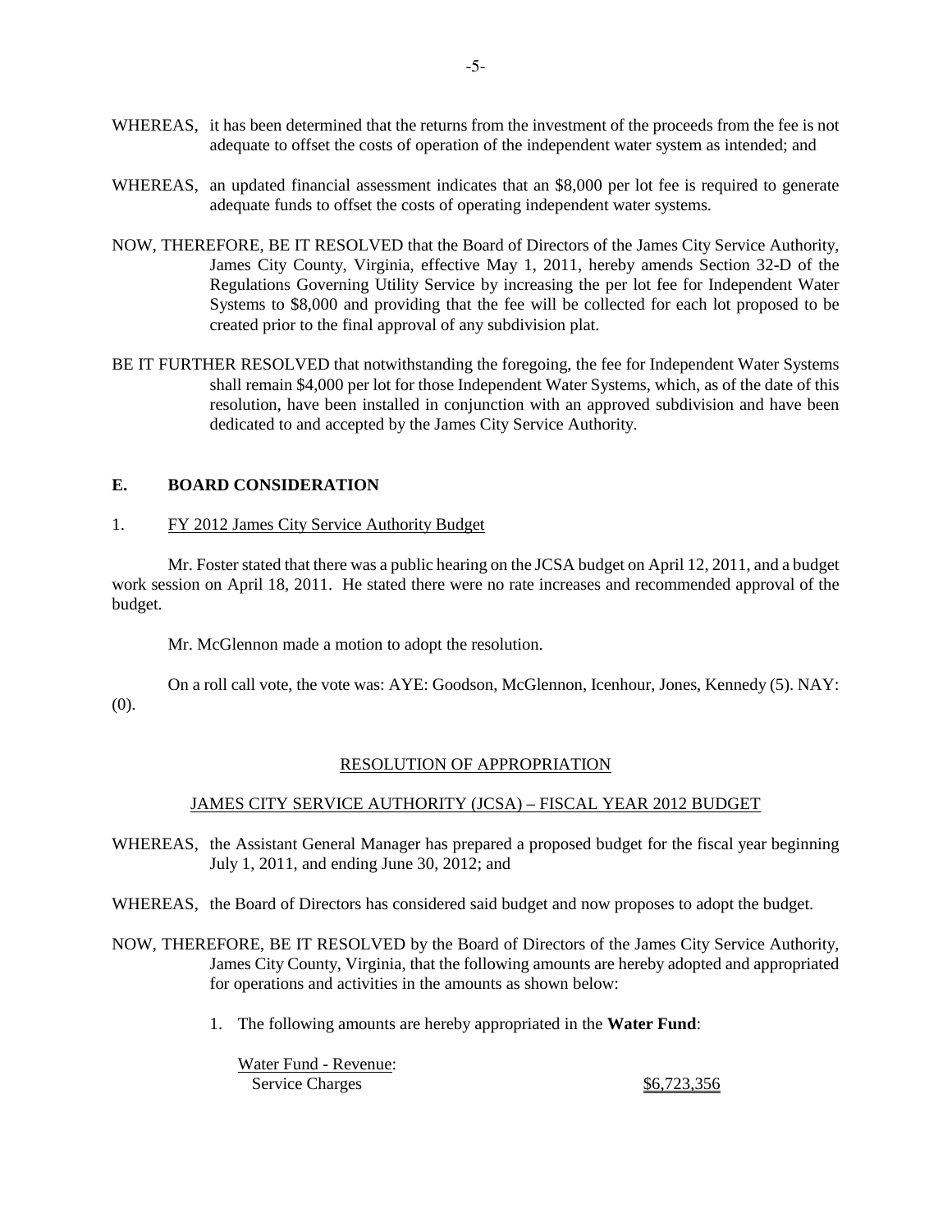WHEREAS, it has been determined that the returns from the investment of the proceeds from the fee is not adequate to offset the costs of operation of the independent water system as intended; and

WHEREAS, an updated financial assessment indicates that an $8,000 per lot fee is required to generate adequate funds to offset the costs of operating independent water systems.

NOW, THEREFORE, BE IT RESOLVED that the Board of Directors of the James City Service Authority, James City County, Virginia, effective May 1, 2011, hereby amends Section 32-D of the Regulations Governing Utility Service by increasing the per lot fee for Independent Water Systems to $8,000 and providing that the fee will be collected for each lot proposed to be created prior to the final approval of any subdivision plat.

BE IT FURTHER RESOLVED that notwithstanding the foregoing, the fee for Independent Water Systems shall remain $4,000 per lot for those Independent Water Systems, which, as of the date of this resolution, have been installed in conjunction with an approved subdivision and have been dedicated to and accepted by the James City Service Authority.

## E. BOARD CONSIDERATION

1. FY 2012 James City Service Authority Budget

Mr. Foster stated that there was a public hearing on the JCSA budget on April 12, 2011, and a budget work session on April 18, 2011. He stated there were no rate increases and recommended approval of the budget.

Mr. McGlennon made a motion to adopt the resolution.

On a roll call vote, the vote was: AYE: Goodson, McGlennon, Icenhour, Jones, Kennedy (5). NAY: (0).

RESOLUTION OF APPROPRIATION

JAMES CITY SERVICE AUTHORITY (JCSA) – FISCAL YEAR 2012 BUDGET

WHEREAS, the Assistant General Manager has prepared a proposed budget for the fiscal year beginning July 1, 2011, and ending June 30, 2012; and

WHEREAS, the Board of Directors has considered said budget and now proposes to adopt the budget.

NOW, THEREFORE, BE IT RESOLVED by the Board of Directors of the James City Service Authority, James City County, Virginia, that the following amounts are hereby adopted and appropriated for operations and activities in the amounts as shown below:

1. The following amounts are hereby appropriated in the **Water Fund**:

Water Fund - Revenue:

| | |
|---|---|
| Service Charges | $6,723,356 |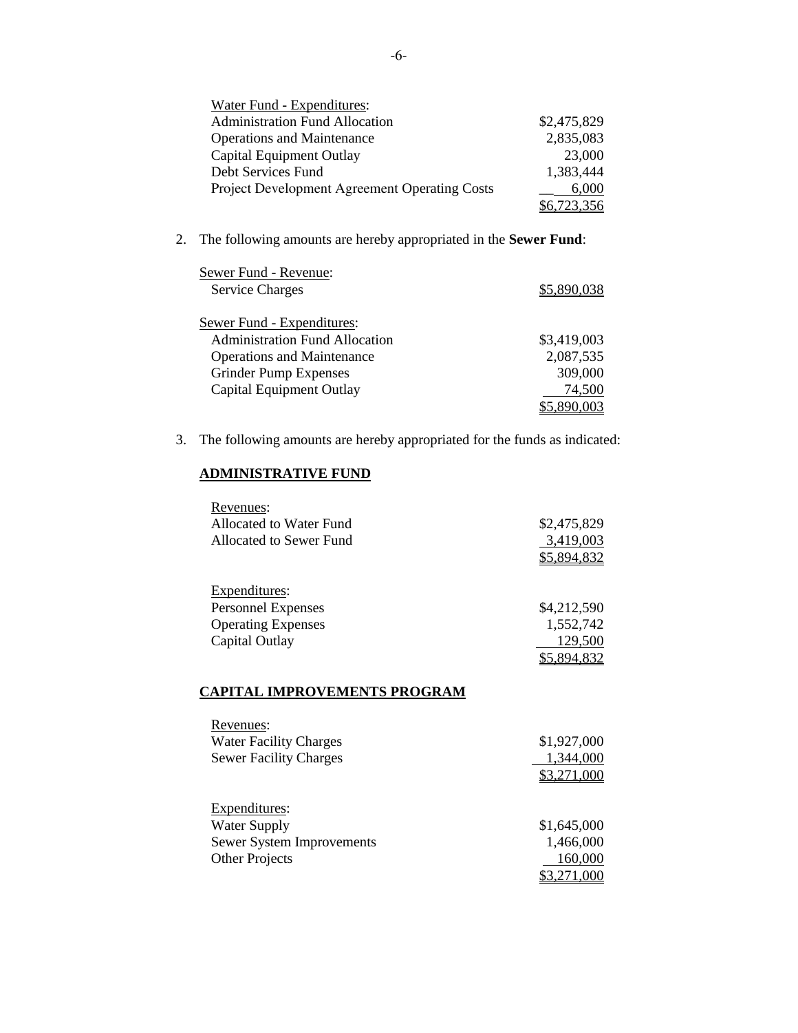| | |
|---|---|
| Water Fund - Expenditures: | |
| Administration Fund Allocation | $2,475,829 |
| Operations and Maintenance | 2,835,083 |
| Capital Equipment Outlay | 23,000 |
| Debt Services Fund | 1,383,444 |
| Project Development Agreement Operating Costs | 6,000 |
| | $6,723,356 |

2. The following amounts are hereby appropriated in the **Sewer Fund**:

| | |
|---|---|
| Sewer Fund - Revenue: | |
| Service Charges | $5,890,038 |
| | |
| Sewer Fund - Expenditures: | |
| Administration Fund Allocation | $3,419,003 |
| Operations and Maintenance | 2,087,535 |
| Grinder Pump Expenses | 309,000 |
| Capital Equipment Outlay | 74,500 |
| | $5,890,003 |

3. The following amounts are hereby appropriated for the funds as indicated:

**ADMINISTRATIVE FUND**

| | |
|---|---|
| Revenues: | |
| Allocated to Water Fund | $2,475,829 |
| Allocated to Sewer Fund | 3,419,003 |
| | $5,894,832 |
| | |
| Expenditures: | |
| Personnel Expenses | $4,212,590 |
| Operating Expenses | 1,552,742 |
| Capital Outlay | 129,500 |
| | $5,894,832 |

**CAPITAL IMPROVEMENTS PROGRAM**

| | |
|---|---|
| Revenues: | |
| Water Facility Charges | $1,927,000 |
| Sewer Facility Charges | 1,344,000 |
| | $3,271,000 |
| | |
| Expenditures: | |
| Water Supply | $1,645,000 |
| Sewer System Improvements | 1,466,000 |
| Other Projects | 160,000 |
| | $3,271,000 |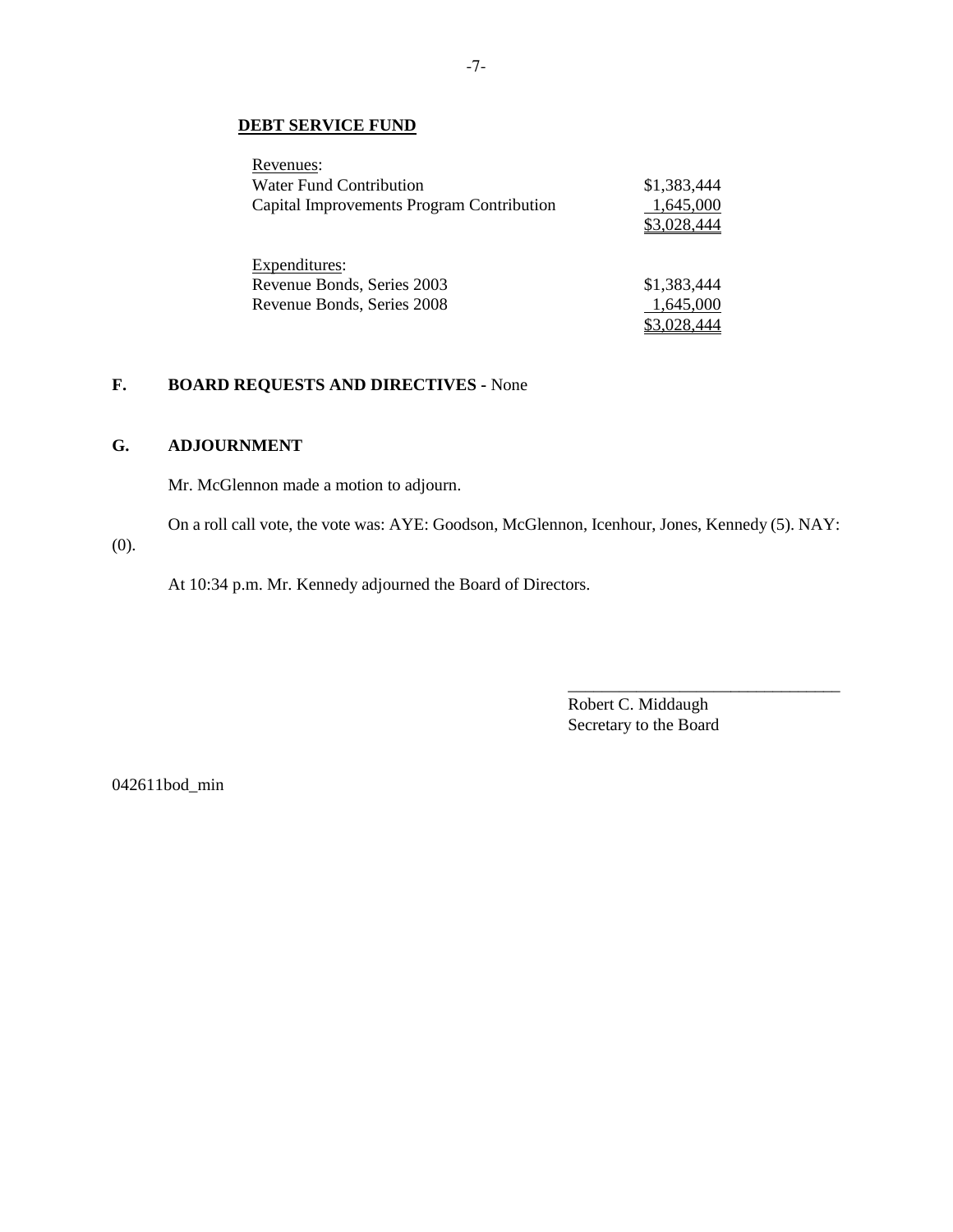**DEBT SERVICE FUND**

| | |
|---|---|
| Revenues: | |
| Water Fund Contribution | $1,383,444 |
| Capital Improvements Program Contribution | 1,645,000 |
| | $3,028,444 |
| | |
| Expenditures: | |
| Revenue Bonds, Series 2003 | $1,383,444 |
| Revenue Bonds, Series 2008 | 1,645,000 |
| | $3,028,444 |

## F. BOARD REQUESTS AND DIRECTIVES - None

## G. ADJOURNMENT

Mr. McGlennon made a motion to adjourn.

On a roll call vote, the vote was: AYE: Goodson, McGlennon, Icenhour, Jones, Kennedy (5). NAY: (0).

At 10:34 p.m. Mr. Kennedy adjourned the Board of Directors.

________________________________
Robert C. Middaugh
Secretary to the Board

042611bod_min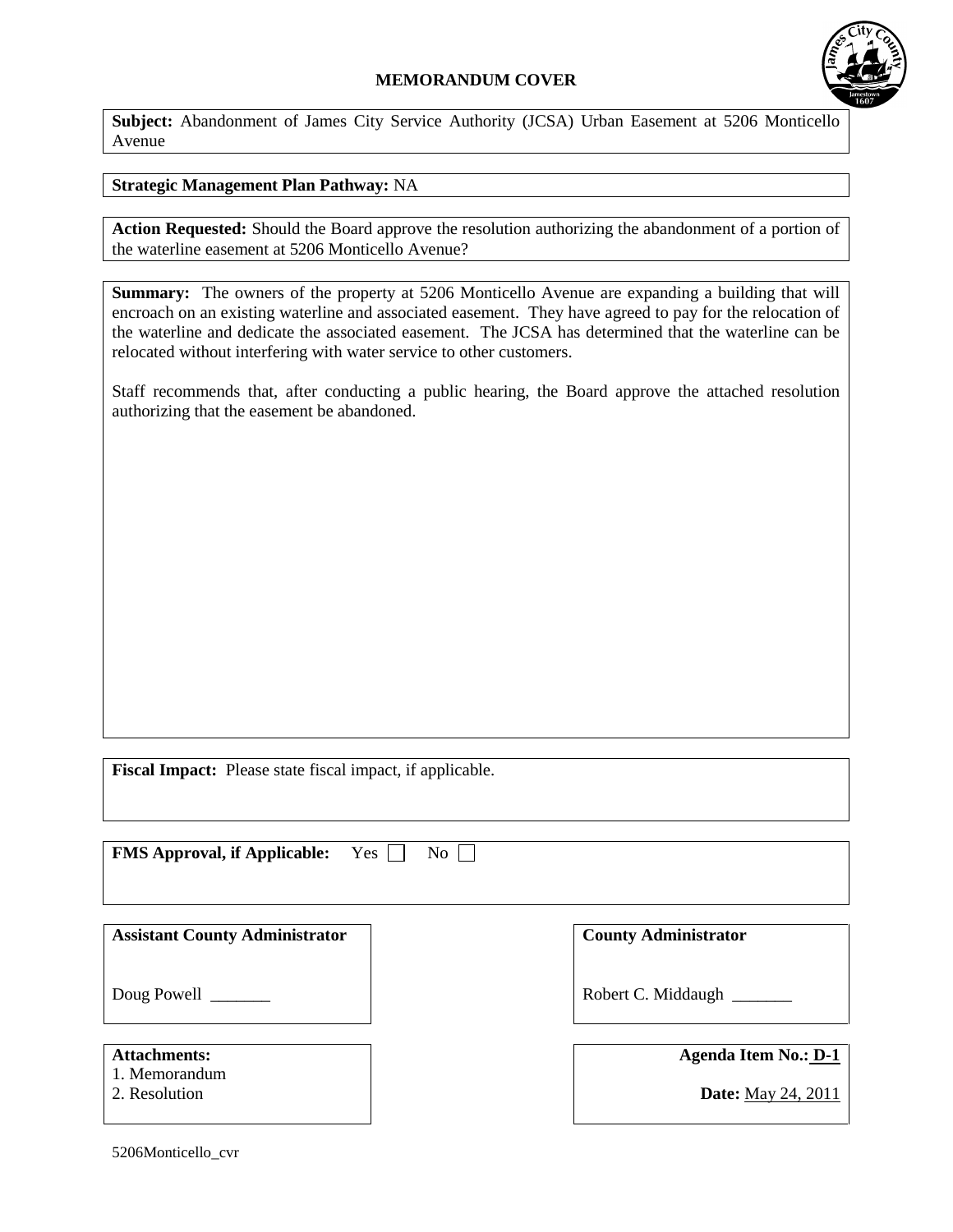## MEMORANDUM COVER

**Subject:** Abandonment of James City Service Authority (JCSA) Urban Easement at 5206 Monticello Avenue

**Strategic Management Plan Pathway:** NA

**Action Requested:** Should the Board approve the resolution authorizing the abandonment of a portion of the waterline easement at 5206 Monticello Avenue?

**Summary:** The owners of the property at 5206 Monticello Avenue are expanding a building that will encroach on an existing waterline and associated easement. They have agreed to pay for the relocation of the waterline and dedicate the associated easement. The JCSA has determined that the waterline can be relocated without interfering with water service to other customers.

Staff recommends that, after conducting a public hearing, the Board approve the attached resolution authorizing that the easement be abandoned.

**Fiscal Impact:** Please state fiscal impact, if applicable.

**FMS Approval, if Applicable:** Yes ☐ No ☐

**Assistant County Administrator**

Doug Powell _______

**County Administrator**

Robert C. Middaugh _______

**Attachments:**
1. Memorandum
2. Resolution

**Agenda Item No.:** D-1

**Date:** May 24, 2011

5206Monticello_cvr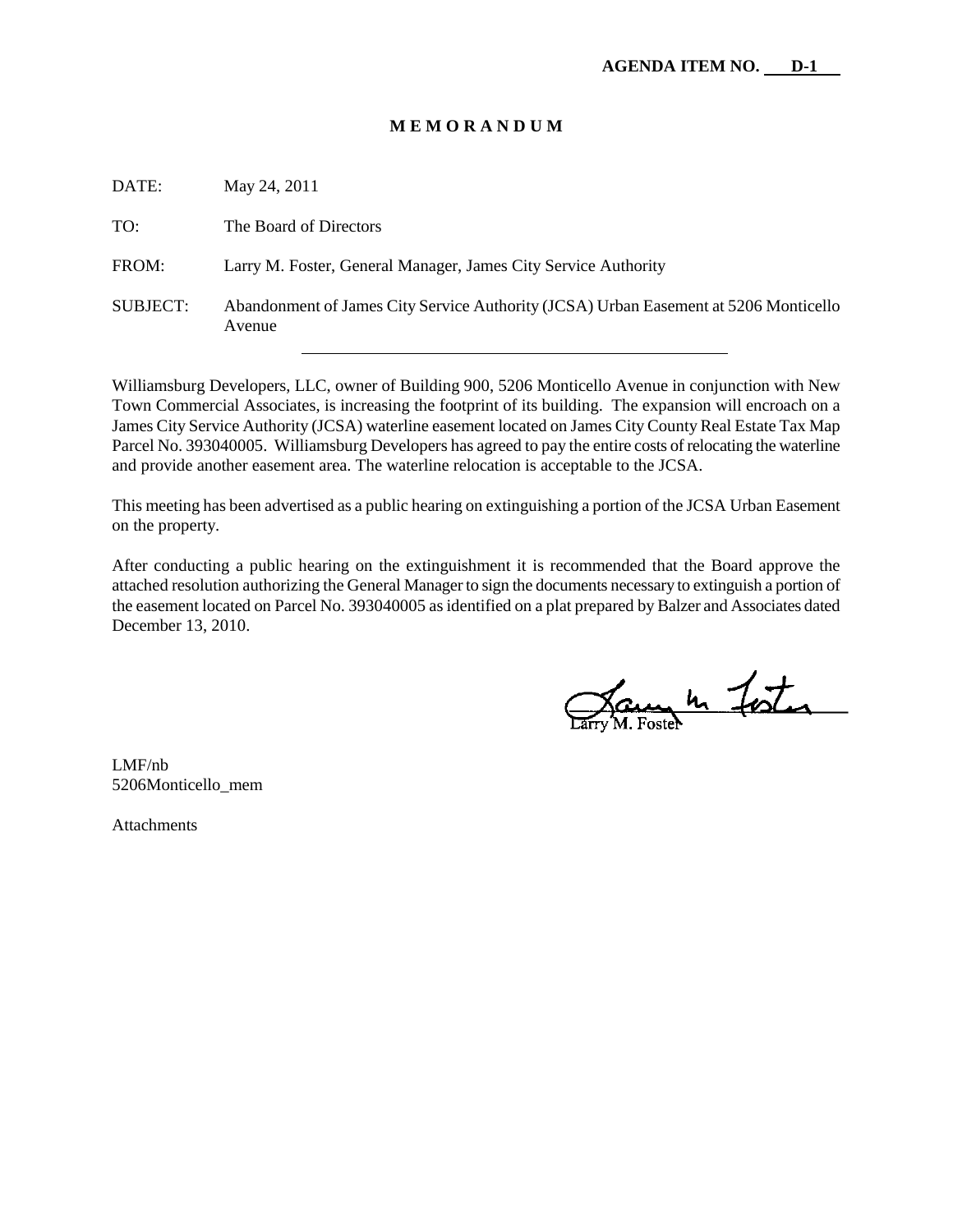**AGENDA ITEM NO. D-1**

# M E M O R A N D U M

DATE: May 24, 2011

TO: The Board of Directors

FROM: Larry M. Foster, General Manager, James City Service Authority

SUBJECT: Abandonment of James City Service Authority (JCSA) Urban Easement at 5206 Monticello Avenue

---

Williamsburg Developers, LLC, owner of Building 900, 5206 Monticello Avenue in conjunction with New Town Commercial Associates, is increasing the footprint of its building. The expansion will encroach on a James City Service Authority (JCSA) waterline easement located on James City County Real Estate Tax Map Parcel No. 393040005. Williamsburg Developers has agreed to pay the entire costs of relocating the waterline and provide another easement area. The waterline relocation is acceptable to the JCSA.

This meeting has been advertised as a public hearing on extinguishing a portion of the JCSA Urban Easement on the property.

After conducting a public hearing on the extinguishment it is recommended that the Board approve the attached resolution authorizing the General Manager to sign the documents necessary to extinguish a portion of the easement located on Parcel No. 393040005 as identified on a plat prepared by Balzer and Associates dated December 13, 2010.

Larry M. Foster

LMF/nb
5206Monticello_mem

Attachments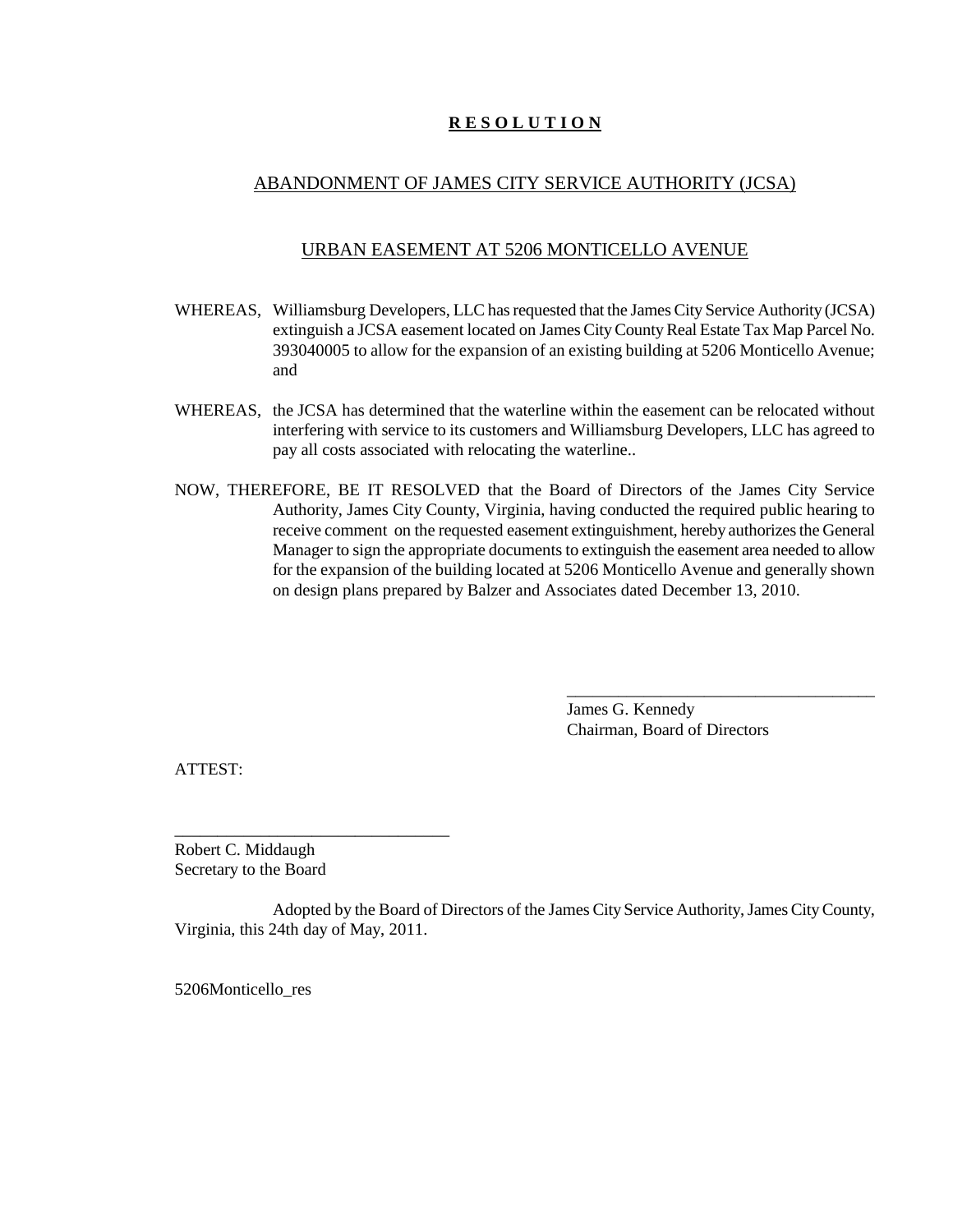**R E S O L U T I O N**

ABANDONMENT OF JAMES CITY SERVICE AUTHORITY (JCSA)

URBAN EASEMENT AT 5206 MONTICELLO AVENUE

WHEREAS, Williamsburg Developers, LLC has requested that the James City Service Authority (JCSA) extinguish a JCSA easement located on James City County Real Estate Tax Map Parcel No. 393040005 to allow for the expansion of an existing building at 5206 Monticello Avenue; and

WHEREAS, the JCSA has determined that the waterline within the easement can be relocated without interfering with service to its customers and Williamsburg Developers, LLC has agreed to pay all costs associated with relocating the waterline..

NOW, THEREFORE, BE IT RESOLVED that the Board of Directors of the James City Service Authority, James City County, Virginia, having conducted the required public hearing to receive comment on the requested easement extinguishment, hereby authorizes the General Manager to sign the appropriate documents to extinguish the easement area needed to allow for the expansion of the building located at 5206 Monticello Avenue and generally shown on design plans prepared by Balzer and Associates dated December 13, 2010.

_____________________________________
James G. Kennedy
Chairman, Board of Directors

ATTEST:

________________________________
Robert C. Middaugh
Secretary to the Board

Adopted by the Board of Directors of the James City Service Authority, James City County, Virginia, this 24th day of May, 2011.

5206Monticello_res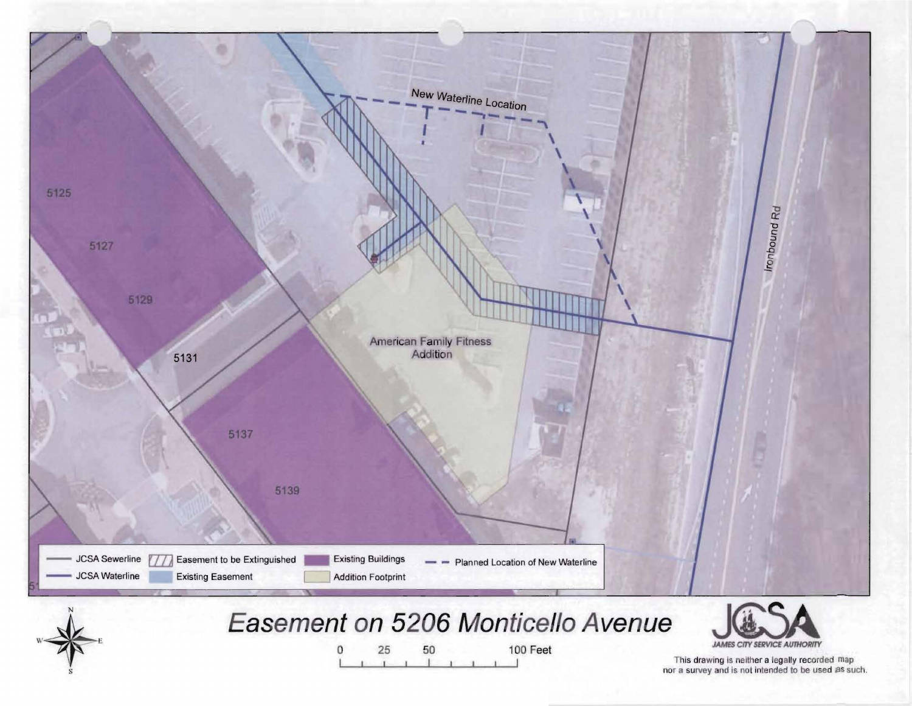New Waterline Location

5125

5127

5129

5131

5137

5139

American Family Fitness Addition

Ironbound Rd

JCSA Sewerline

JCSA Waterline

Easement to be Extinguished

Existing Easement

Existing Buildings

Addition Footprint

Planned Location of New Waterline

# Easement on 5206 Monticello Avenue

0 25 50 100 Feet

JCSA

JAMES CITY SERVICE AUTHORITY

This drawing is neither a legally recorded map nor a survey and is not intended to be used as such.